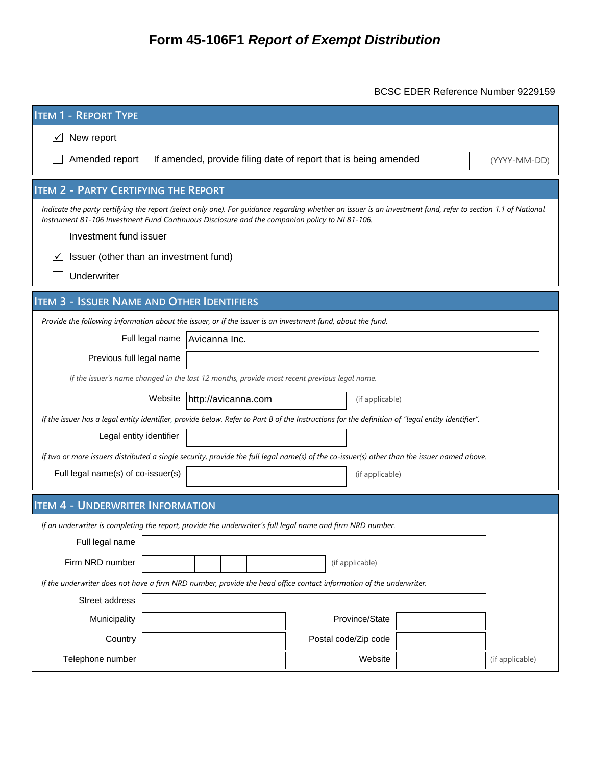# Form 45-106F1 *Report of Exempt Distribution*

BCSC EDER Reference Number 9229159

## ITEM 1 - REPORT TYPE

☑ New report

☐ Amended report  If amended, provide filing date of report that is being amended ______ (YYYY-MM-DD)

## ITEM 2 - PARTY CERTIFYING THE REPORT

*Indicate the party certifying the report (select only one). For guidance regarding whether an issuer is an investment fund, refer to section 1.1 of National Instrument 81-106 Investment Fund Continuous Disclosure and the companion policy to NI 81-106.*

☐ Investment fund issuer

☑ Issuer (other than an investment fund)

☐ Underwriter

## ITEM 3 - ISSUER NAME AND OTHER IDENTIFIERS

*Provide the following information about the issuer, or if the issuer is an investment fund, about the fund.*

Full legal name: Avicanna Inc.

Previous full legal name:

*If the issuer's name changed in the last 12 months, provide most recent previous legal name.*

Website: http://avicanna.com (if applicable)

*If the issuer has a legal entity identifier, provide below. Refer to Part B of the Instructions for the definition of "legal entity identifier".*

Legal entity identifier:

*If two or more issuers distributed a single security, provide the full legal name(s) of the co-issuer(s) other than the issuer named above.*

Full legal name(s) of co-issuer(s): (if applicable)

## ITEM 4 - UNDERWRITER INFORMATION

*If an underwriter is completing the report, provide the underwriter's full legal name and firm NRD number.*

Full legal name:

Firm NRD number: (if applicable)

*If the underwriter does not have a firm NRD number, provide the head office contact information of the underwriter.*

Street address:

Municipality:  Province/State:

Country:  Postal code/Zip code:

Telephone number:  Website: (if applicable)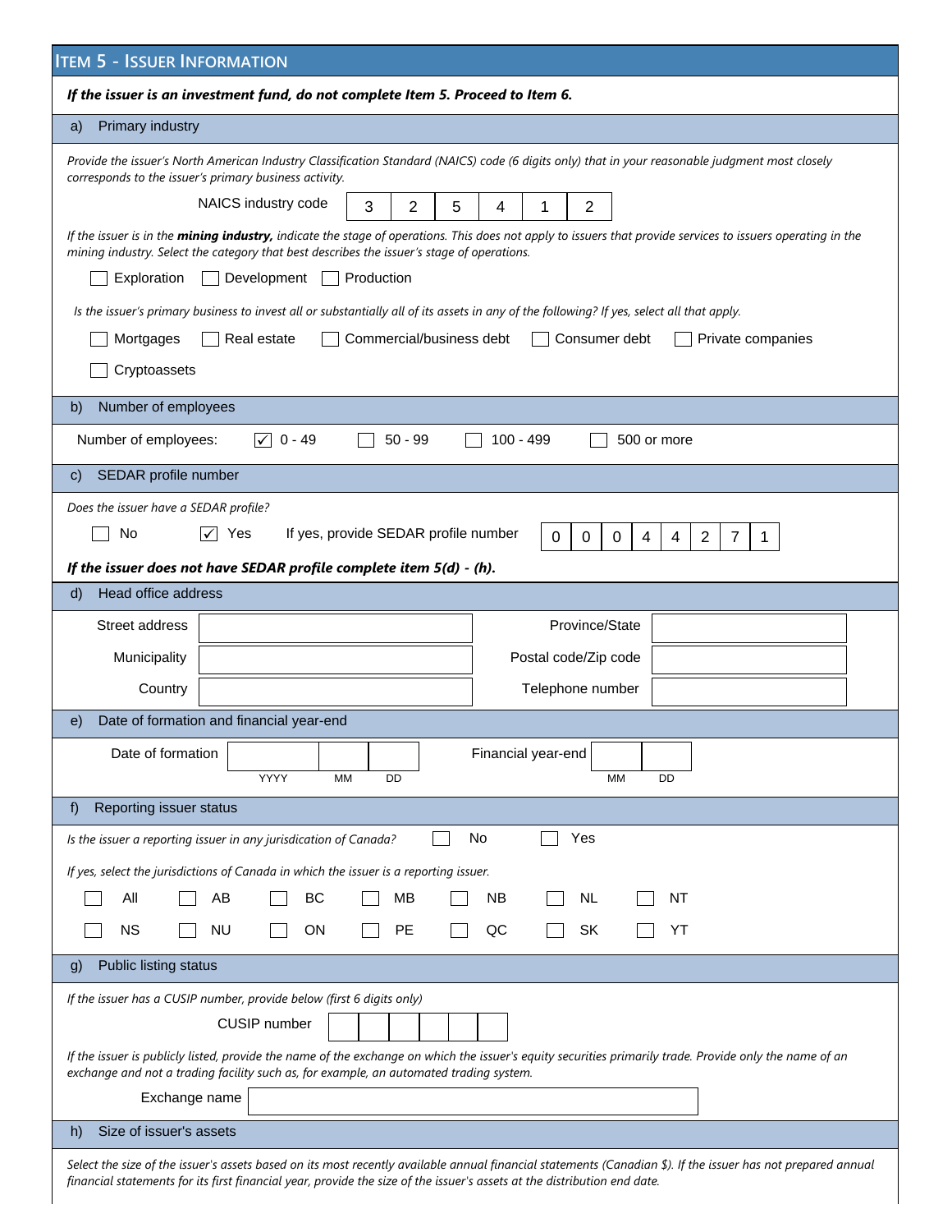## Item 5 - Issuer Information

***If the issuer is an investment fund, do not complete Item 5. Proceed to Item 6.***

### a) Primary industry

*Provide the issuer's North American Industry Classification Standard (NAICS) code (6 digits only) that in your reasonable judgment most closely corresponds to the issuer's primary business activity.*

NAICS industry code: 3 2 5 4 1 2

*If the issuer is in the **mining industry,** indicate the stage of operations. This does not apply to issuers that provide services to issuers operating in the mining industry. Select the category that best describes the issuer's stage of operations.*

☐ Exploration ☐ Development ☐ Production

*Is the issuer's primary business to invest all or substantially all of its assets in any of the following? If yes, select all that apply.*

☐ Mortgages ☐ Real estate ☐ Commercial/business debt ☐ Consumer debt ☐ Private companies

☐ Cryptoassets

### b) Number of employees

Number of employees: ☑ 0 - 49 ☐ 50 - 99 ☐ 100 - 499 ☐ 500 or more

### c) SEDAR profile number

*Does the issuer have a SEDAR profile?*

☐ No ☑ Yes If yes, provide SEDAR profile number: 0 0 0 4 4 2 7 1

***If the issuer does not have SEDAR profile complete item 5(d) - (h).***

### d) Head office address

| | | | |
|---|---|---|---|
| Street address | | Province/State | |
| Municipality | | Postal code/Zip code | |
| Country | | Telephone number | |

### e) Date of formation and financial year-end

Date of formation: ____ (YYYY) __ (MM) __ (DD)

Financial year-end: __ (MM) __ (DD)

### f) Reporting issuer status

*Is the issuer a reporting issuer in any jurisdiction of Canada?* ☐ No ☐ Yes

*If yes, select the jurisdictions of Canada in which the issuer is a reporting issuer.*

☐ All ☐ AB ☐ BC ☐ MB ☐ NB ☐ NL ☐ NT

☐ NS ☐ NU ☐ ON ☐ PE ☐ QC ☐ SK ☐ YT

### g) Public listing status

*If the issuer has a CUSIP number, provide below (first 6 digits only)*

CUSIP number: ______

*If the issuer is publicly listed, provide the name of the exchange on which the issuer's equity securities primarily trade. Provide only the name of an exchange and not a trading facility such as, for example, an automated trading system.*

Exchange name: ______

### h) Size of issuer's assets

*Select the size of the issuer's assets based on its most recently available annual financial statements (Canadian $). If the issuer has not prepared annual financial statements for its first financial year, provide the size of the issuer's assets at the distribution end date.*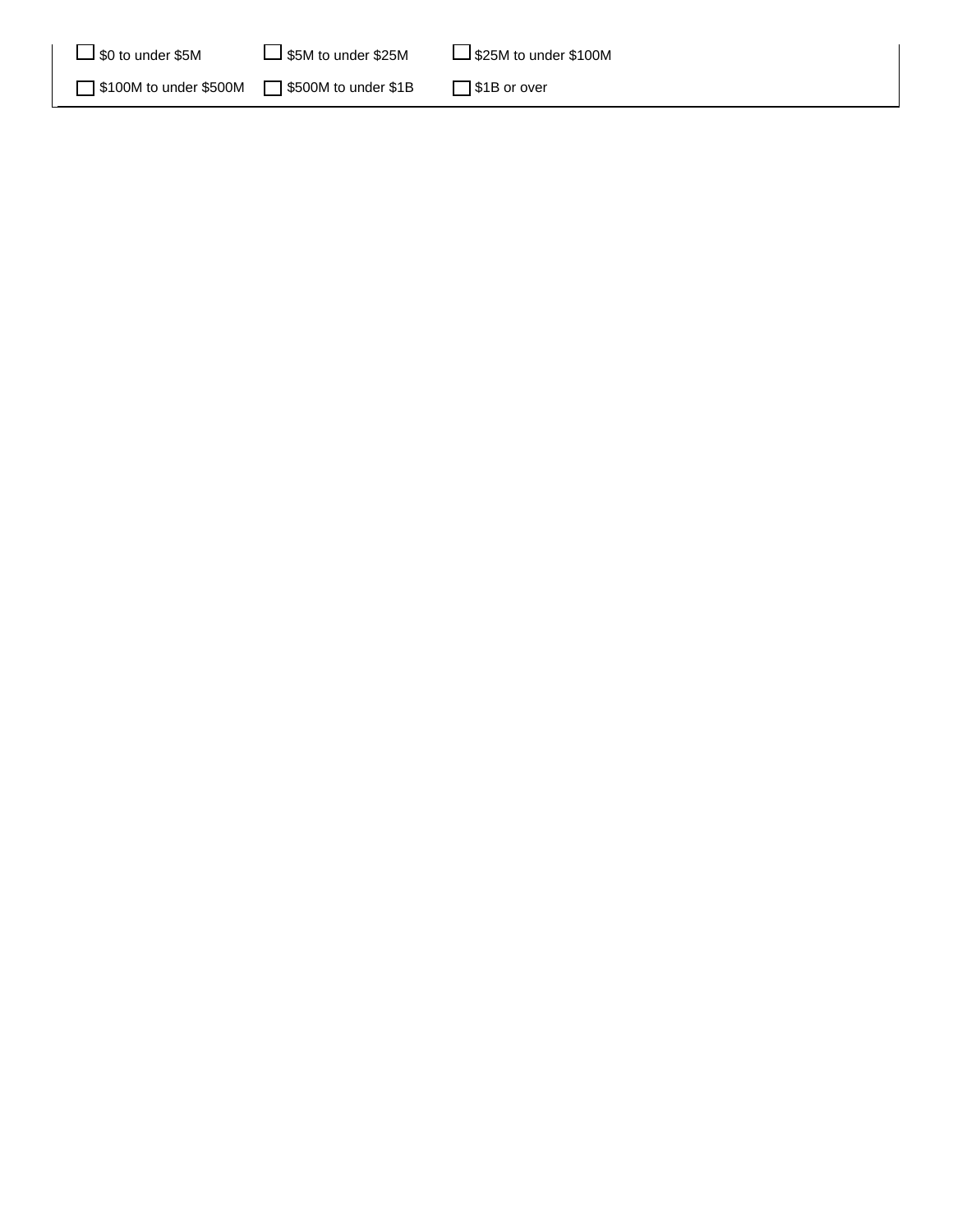- [ ] $0 to under $5M
- [ ] $5M to under $25M
- [ ] $25M to under $100M
- [ ] $100M to under $500M
- [ ] $500M to under $1B
- [ ] $1B or over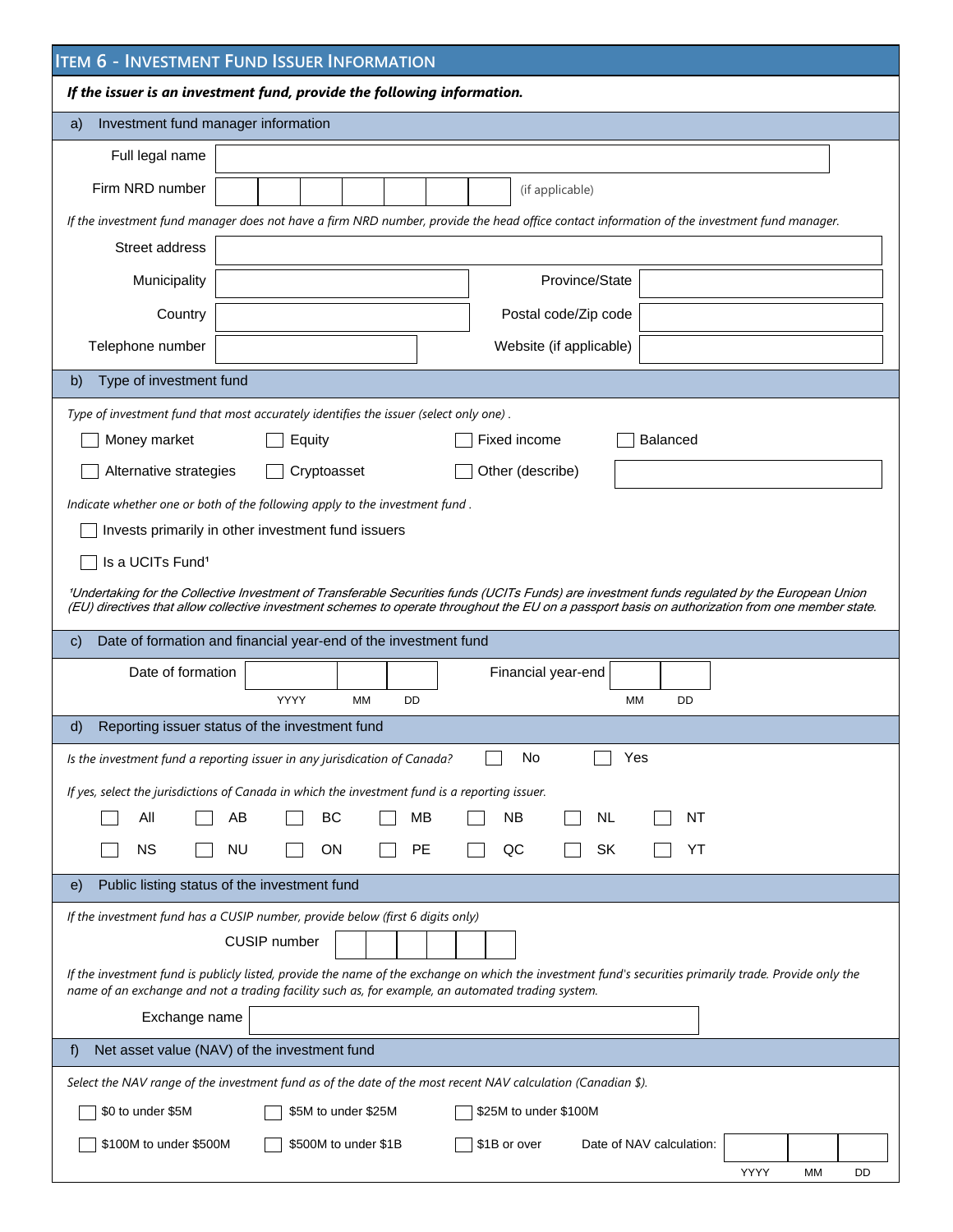## ITEM 6 - INVESTMENT FUND ISSUER INFORMATION

***If the issuer is an investment fund, provide the following information.***

### a) Investment fund manager information

Full legal name

Firm NRD number (if applicable)

*If the investment fund manager does not have a firm NRD number, provide the head office contact information of the investment fund manager.*

Street address

Municipality

Province/State

Country

Postal code/Zip code

Telephone number

Website (if applicable)

### b) Type of investment fund

*Type of investment fund that most accurately identifies the issuer (select only one) .*

- ☐ Money market
- ☐ Equity
- ☐ Fixed income
- ☐ Balanced
- ☐ Alternative strategies
- ☐ Cryptoasset
- ☐ Other (describe)

*Indicate whether one or both of the following apply to the investment fund .*

- ☐ Invests primarily in other investment fund issuers
- ☐ Is a UCITs Fund[1]

*[1]Undertaking for the Collective Investment of Transferable Securities funds (UCITs Funds) are investment funds regulated by the European Union (EU) directives that allow collective investment schemes to operate throughout the EU on a passport basis on authorization from one member state.*

### c) Date of formation and financial year-end of the investment fund

Date of formation (YYYY MM DD)

Financial year-end (MM DD)

### d) Reporting issuer status of the investment fund

*Is the investment fund a reporting issuer in any jurisdiction of Canada?* ☐ No ☐ Yes

*If yes, select the jurisdictions of Canada in which the investment fund is a reporting issuer.*

| | | | | | | |
|---|---|---|---|---|---|---|
| ☐ All | ☐ AB | ☐ BC | ☐ MB | ☐ NB | ☐ NL | ☐ NT |
| ☐ NS | ☐ NU | ☐ ON | ☐ PE | ☐ QC | ☐ SK | ☐ YT |

### e) Public listing status of the investment fund

*If the investment fund has a CUSIP number, provide below (first 6 digits only)*

CUSIP number

*If the investment fund is publicly listed, provide the name of the exchange on which the investment fund's securities primarily trade. Provide only the name of an exchange and not a trading facility such as, for example, an automated trading system.*

Exchange name

### f) Net asset value (NAV) of the investment fund

*Select the NAV range of the investment fund as of the date of the most recent NAV calculation (Canadian $).*

- ☐ $0 to under $5M
- ☐ $5M to under $25M
- ☐ $25M to under $100M
- ☐ $100M to under $500M
- ☐ $500M to under $1B
- ☐ $1B or over

Date of NAV calculation: (YYYY MM DD)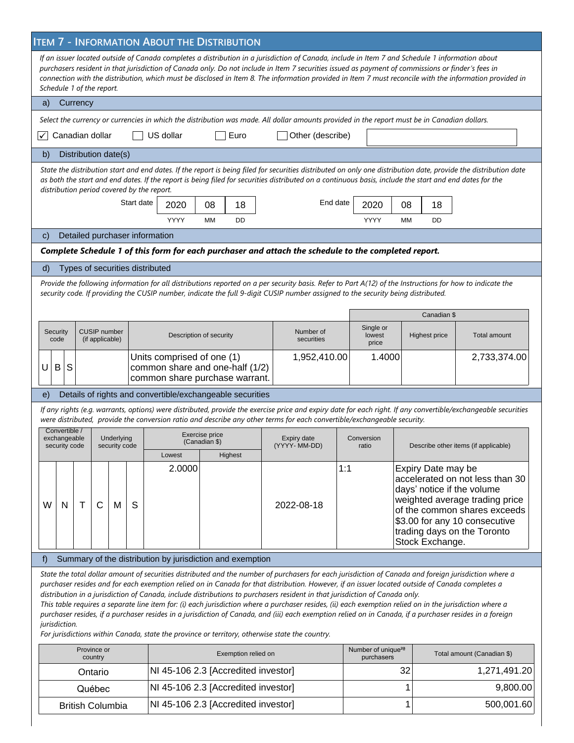## ITEM 7 - INFORMATION ABOUT THE DISTRIBUTION

*If an issuer located outside of Canada completes a distribution in a jurisdiction of Canada, include in Item 7 and Schedule 1 information about purchasers resident in that jurisdiction of Canada only. Do not include in Item 7 securities issued as payment of commissions or finder's fees in connection with the distribution, which must be disclosed in Item 8. The information provided in Item 7 must reconcile with the information provided in Schedule 1 of the report.*

### a) Currency

*Select the currency or currencies in which the distribution was made. All dollar amounts provided in the report must be in Canadian dollars.*

☑ Canadian dollar ☐ US dollar ☐ Euro ☐ Other (describe)

### b) Distribution date(s)

*State the distribution start and end dates. If the report is being filed for securities distributed on only one distribution date, provide the distribution date as both the start and end dates. If the report is being filed for securities distributed on a continuous basis, include the start and end dates for the distribution period covered by the report.*

| | YYYY | MM | DD |
|---|---|---|---|
| Start date | 2020 | 08 | 18 |
| End date | 2020 | 08 | 18 |

### c) Detailed purchaser information

***Complete Schedule 1 of this form for each purchaser and attach the schedule to the completed report.***

### d) Types of securities distributed

*Provide the following information for all distributions reported on a per security basis. Refer to Part A(12) of the Instructions for how to indicate the security code. If providing the CUSIP number, indicate the full 9-digit CUSIP number assigned to the security being distributed.*

| Security code | CUSIP number (if applicable) | Description of security | Number of securities | Canadian $ | | |
|---|---|---|---|---|---|---|
| | | | | Single or lowest price | Highest price | Total amount |
| UBS | | Units comprised of one (1) common share and one-half (1/2) common share purchase warrant. | 1,952,410.00 | 1.4000 | | 2,733,374.00 |

### e) Details of rights and convertible/exchangeable securities

*If any rights (e.g. warrants, options) were distributed, provide the exercise price and expiry date for each right. If any convertible/exchangeable securities were distributed, provide the conversion ratio and describe any other terms for each convertible/exchangeable security.*

| Convertible / exchangeable security code | Underlying security code | Exercise price (Canadian $) | | Expiry date (YYYY-MM-DD) | Conversion ratio | Describe other items (if applicable) |
|---|---|---|---|---|---|---|
| | | Lowest | Highest | | | |
| WNT | CMS | 2.0000 | | 2022-08-18 | 1:1 | Expiry Date may be accelerated on not less than 30 days' notice if the volume weighted average trading price of the common shares exceeds $3.00 for any 10 consecutive trading days on the Toronto Stock Exchange. |

### f) Summary of the distribution by jurisdiction and exemption

*State the total dollar amount of securities distributed and the number of purchasers for each jurisdiction of Canada and foreign jurisdiction where a purchaser resides and for each exemption relied on in Canada for that distribution. However, if an issuer located outside of Canada completes a distribution in a jurisdiction of Canada, include distributions to purchasers resident in that jurisdiction of Canada only.*
*This table requires a separate line item for: (i) each jurisdiction where a purchaser resides, (ii) each exemption relied on in the jurisdiction where a purchaser resides, if a purchaser resides in a jurisdiction of Canada, and (iii) each exemption relied on in Canada, if a purchaser resides in a foreign jurisdiction.*
*For jurisdictions within Canada, state the province or territory, otherwise state the country.*

| Province or country | Exemption relied on | Number of unique[2a] purchasers | Total amount (Canadian $) |
|---|---|---|---|
| Ontario | NI 45-106 2.3 [Accredited investor] | 32 | 1,271,491.20 |
| Québec | NI 45-106 2.3 [Accredited investor] | 1 | 9,800.00 |
| British Columbia | NI 45-106 2.3 [Accredited investor] | 1 | 500,001.60 |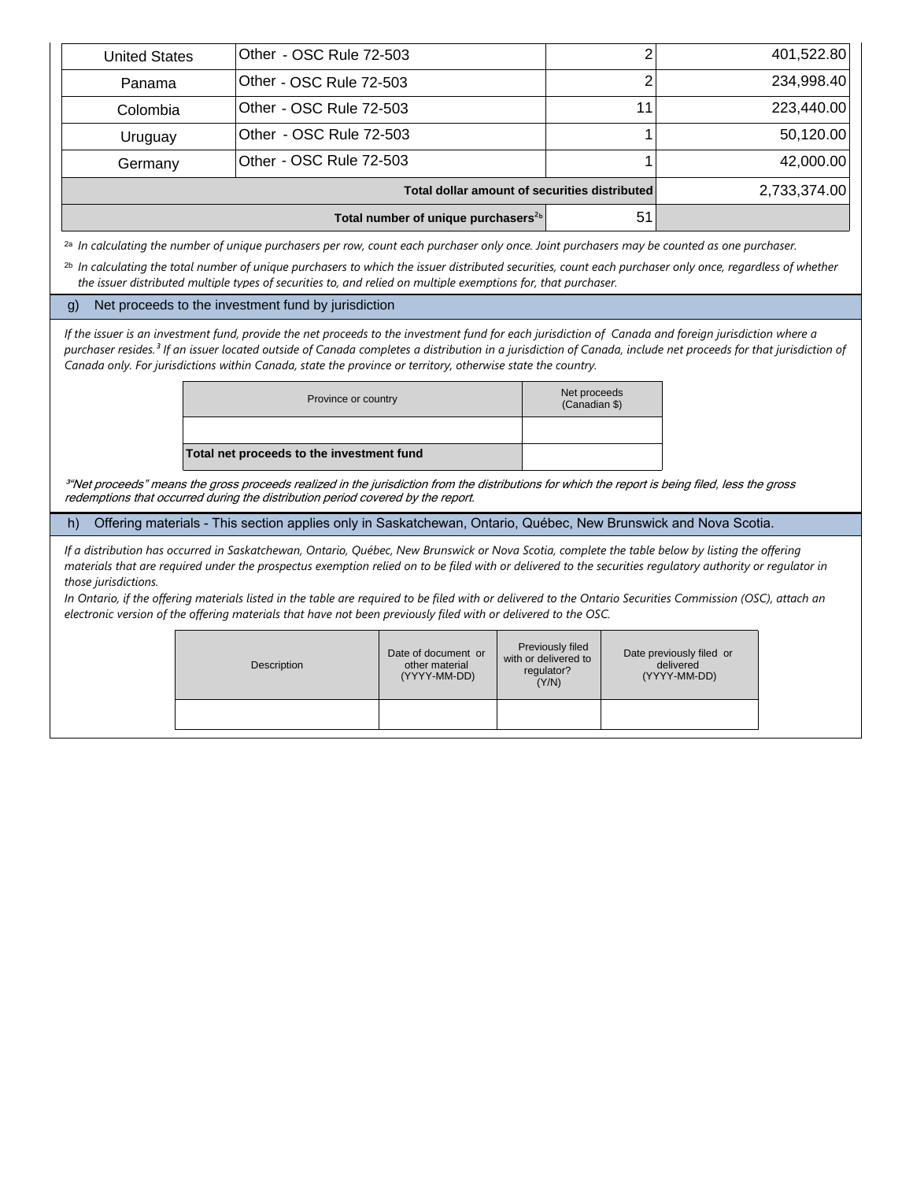| | | | |
|---|---|---|---|
| United States | Other - OSC Rule 72-503 | 2 | 401,522.80 |
| Panama | Other - OSC Rule 72-503 | 2 | 234,998.40 |
| Colombia | Other - OSC Rule 72-503 | 11 | 223,440.00 |
| Uruguay | Other - OSC Rule 72-503 | 1 | 50,120.00 |
| Germany | Other - OSC Rule 72-503 | 1 | 42,000.00 |
| **Total dollar amount of securities distributed** | | | 2,733,374.00 |
| **Total number of unique purchasers**[2b] | | 51 | |

[2a] *In calculating the number of unique purchasers per row, count each purchaser only once. Joint purchasers may be counted as one purchaser.*

[2b] *In calculating the total number of unique purchasers to which the issuer distributed securities, count each purchaser only once, regardless of whether the issuer distributed multiple types of securities to, and relied on multiple exemptions for, that purchaser.*

## g) Net proceeds to the investment fund by jurisdiction

*If the issuer is an investment fund, provide the net proceeds to the investment fund for each jurisdiction of Canada and foreign jurisdiction where a purchaser resides.[3] If an issuer located outside of Canada completes a distribution in a jurisdiction of Canada, include net proceeds for that jurisdiction of Canada only. For jurisdictions within Canada, state the province or territory, otherwise state the country.*

| Province or country | Net proceeds (Canadian $) |
|---|---|
| | |
| **Total net proceeds to the investment fund** | |

[3] *"Net proceeds" means the gross proceeds realized in the jurisdiction from the distributions for which the report is being filed, less the gross redemptions that occurred during the distribution period covered by the report.*

## h) Offering materials - This section applies only in Saskatchewan, Ontario, Québec, New Brunswick and Nova Scotia.

*If a distribution has occurred in Saskatchewan, Ontario, Québec, New Brunswick or Nova Scotia, complete the table below by listing the offering materials that are required under the prospectus exemption relied on to be filed with or delivered to the securities regulatory authority or regulator in those jurisdictions.*

*In Ontario, if the offering materials listed in the table are required to be filed with or delivered to the Ontario Securities Commission (OSC), attach an electronic version of the offering materials that have not been previously filed with or delivered to the OSC.*

| Description | Date of document or other material (YYYY-MM-DD) | Previously filed with or delivered to regulator? (Y/N) | Date previously filed or delivered (YYYY-MM-DD) |
|---|---|---|---|
| | | | |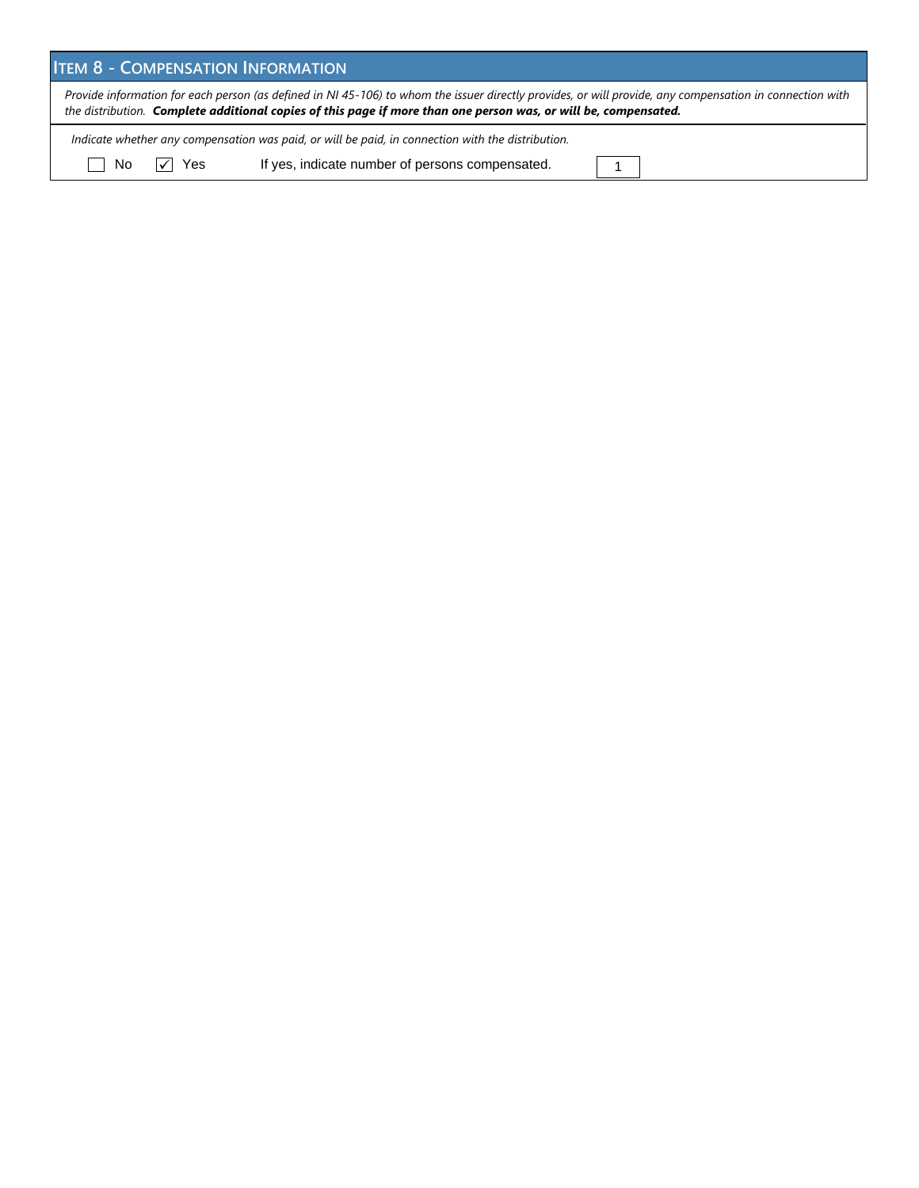## ITEM 8 - COMPENSATION INFORMATION

*Provide information for each person (as defined in NI 45-106) to whom the issuer directly provides, or will provide, any compensation in connection with the distribution.* ***Complete additional copies of this page if more than one person was, or will be, compensated.***

*Indicate whether any compensation was paid, or will be paid, in connection with the distribution.*

☐ No ☑ Yes If yes, indicate number of persons compensated. 1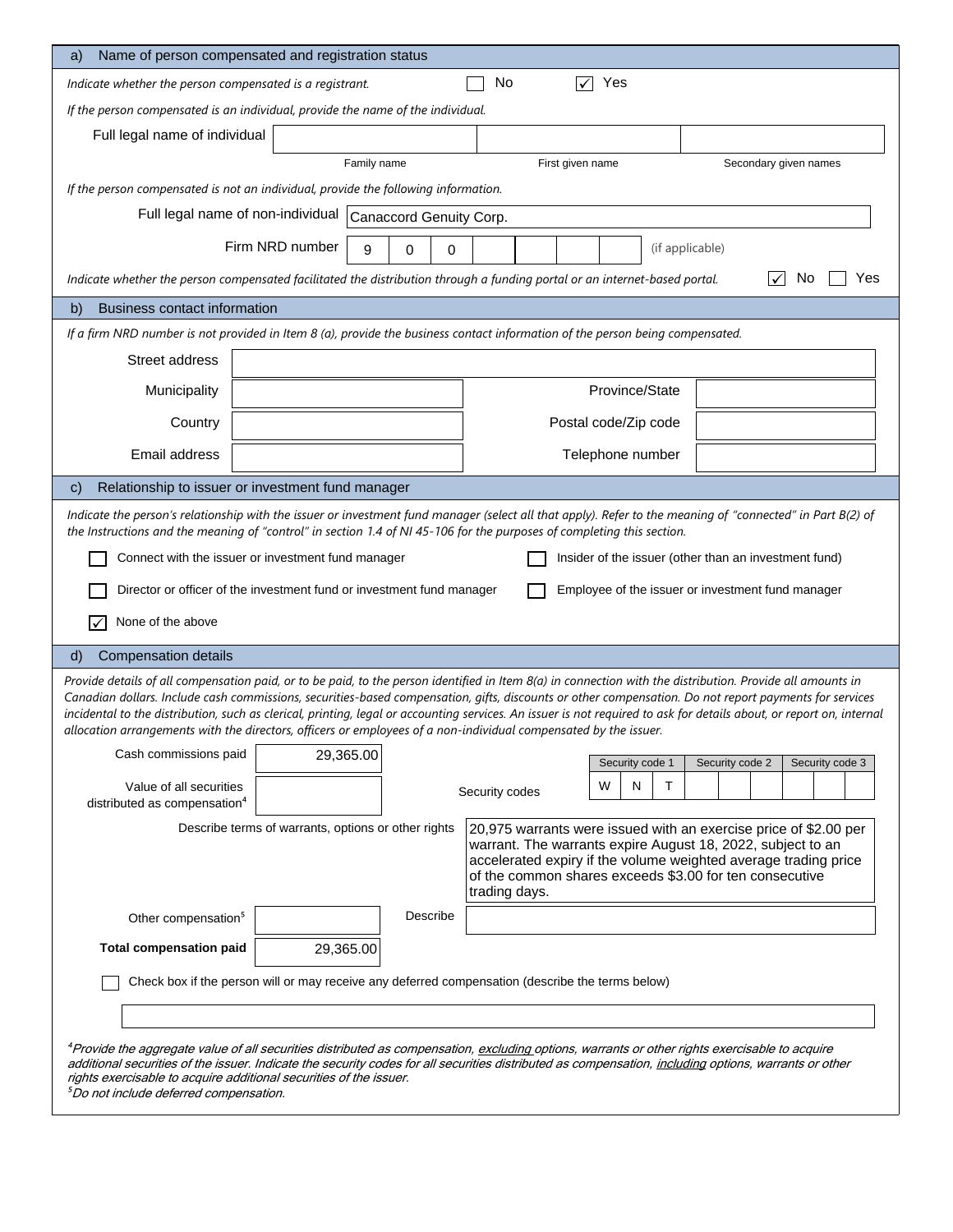## a) Name of person compensated and registration status

*Indicate whether the person compensated is a registrant.* ☐ No ☑ Yes

*If the person compensated is an individual, provide the name of the individual.*

| Full legal name of individual | | | |
|---|---|---|---|
| | Family name | First given name | Secondary given names |

*If the person compensated is not an individual, provide the following information.*

Full legal name of non-individual: Canaccord Genuity Corp.

Firm NRD number: 9 0 0 (if applicable)

*Indicate whether the person compensated facilitated the distribution through a funding portal or an internet-based portal.* ☑ No ☐ Yes

## b) Business contact information

*If a firm NRD number is not provided in Item 8 (a), provide the business contact information of the person being compensated.*

| | | | |
|---|---|---|---|
| Street address | | | |
| Municipality | | Province/State | |
| Country | | Postal code/Zip code | |
| Email address | | Telephone number | |

## c) Relationship to issuer or investment fund manager

*Indicate the person's relationship with the issuer or investment fund manager (select all that apply). Refer to the meaning of "connected" in Part B(2) of the Instructions and the meaning of "control" in section 1.4 of NI 45-106 for the purposes of completing this section.*

- ☐ Connect with the issuer or investment fund manager
- ☐ Insider of the issuer (other than an investment fund)
- ☐ Director or officer of the investment fund or investment fund manager
- ☐ Employee of the issuer or investment fund manager
- ☑ None of the above

## d) Compensation details

*Provide details of all compensation paid, or to be paid, to the person identified in Item 8(a) in connection with the distribution. Provide all amounts in Canadian dollars. Include cash commissions, securities-based compensation, gifts, discounts or other compensation. Do not report payments for services incidental to the distribution, such as clerical, printing, legal or accounting services. An issuer is not required to ask for details about, or report on, internal allocation arrangements with the directors, officers or employees of a non-individual compensated by the issuer.*

Cash commissions paid: 29,365.00

Value of all securities distributed as compensation[4]:

Security codes:

| Security code 1 | Security code 2 | Security code 3 |
|---|---|---|
| W N T | | |

Describe terms of warrants, options or other rights: 20,975 warrants were issued with an exercise price of $2.00 per warrant. The warrants expire August 18, 2022, subject to an accelerated expiry if the volume weighted average trading price of the common shares exceeds $3.00 for ten consecutive trading days.

Other compensation[5]: Describe:

**Total compensation paid**: 29,365.00

☐ Check box if the person will or may receive any deferred compensation (describe the terms below)

*[4]Provide the aggregate value of all securities distributed as compensation, excluding options, warrants or other rights exercisable to acquire additional securities of the issuer. Indicate the security codes for all securities distributed as compensation, including options, warrants or other rights exercisable to acquire additional securities of the issuer.*
*[5]Do not include deferred compensation.*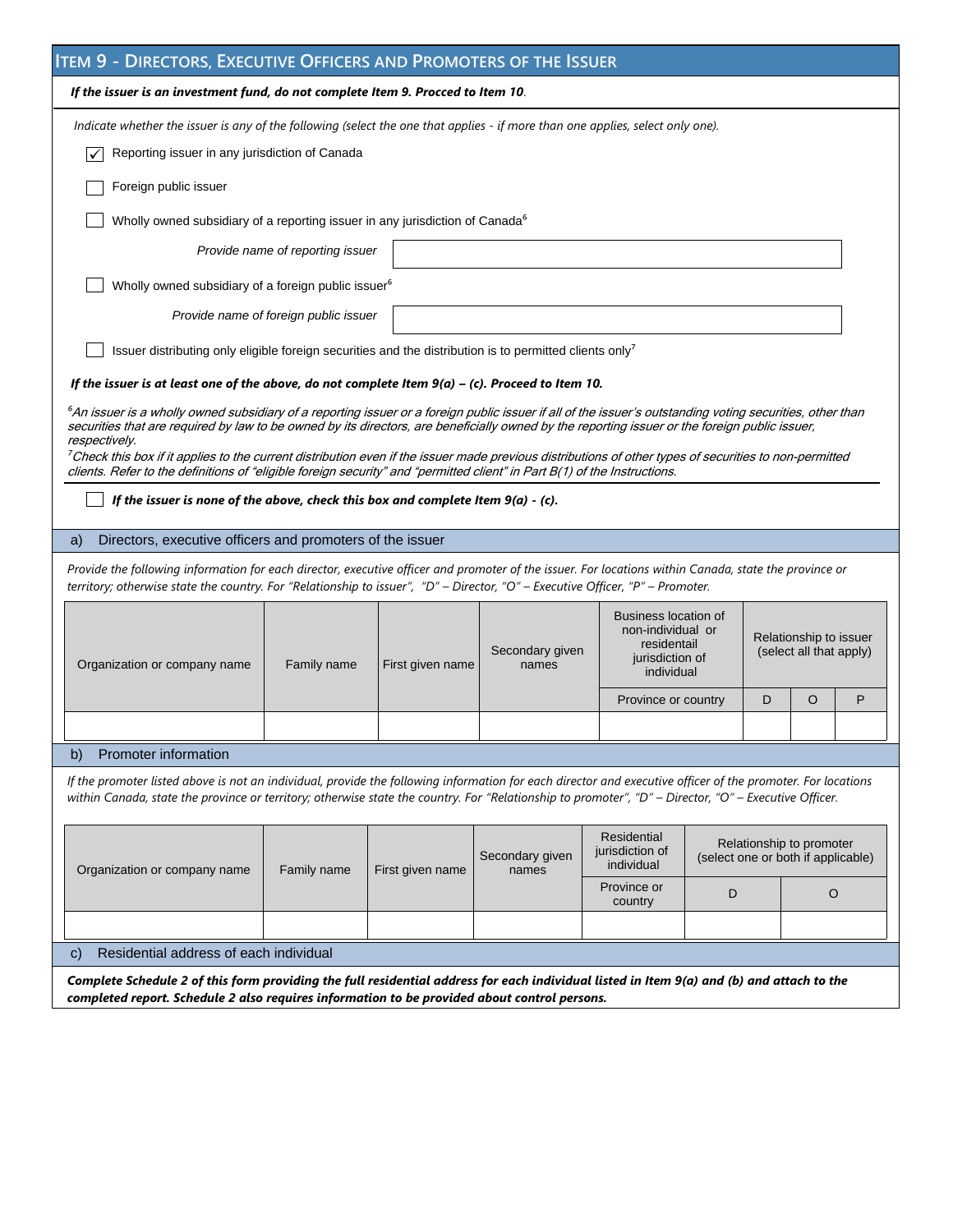## ITEM 9 - DIRECTORS, EXECUTIVE OFFICERS AND PROMOTERS OF THE ISSUER

***If the issuer is an investment fund, do not complete Item 9. Procced to Item 10.***

*Indicate whether the issuer is any of the following (select the one that applies - if more than one applies, select only one).*

- [x] Reporting issuer in any jurisdiction of Canada
- [ ] Foreign public issuer
- [ ] Wholly owned subsidiary of a reporting issuer in any jurisdiction of Canada[6]

  *Provide name of reporting issuer* ______

- [ ] Wholly owned subsidiary of a foreign public issuer[6]

  *Provide name of foreign public issuer* ______

- [ ] Issuer distributing only eligible foreign securities and the distribution is to permitted clients only[7]

***If the issuer is at least one of the above, do not complete Item 9(a) – (c). Proceed to Item 10.***

*[6]An issuer is a wholly owned subsidiary of a reporting issuer or a foreign public issuer if all of the issuer's outstanding voting securities, other than securities that are required by law to be owned by its directors, are beneficially owned by the reporting issuer or the foreign public issuer, respectively.*

*[7]Check this box if it applies to the current distribution even if the issuer made previous distributions of other types of securities to non-permitted clients. Refer to the definitions of "eligible foreign security" and "permitted client" in Part B(1) of the Instructions.*

- [ ] ***If the issuer is none of the above, check this box and complete Item 9(a) - (c).***

### a) Directors, executive officers and promoters of the issuer

*Provide the following information for each director, executive officer and promoter of the issuer. For locations within Canada, state the province or territory; otherwise state the country. For "Relationship to issuer", "D" – Director, "O" – Executive Officer, "P" – Promoter.*

| Organization or company name | Family name | First given name | Secondary given names | Business location of non-individual or residential jurisdiction of individual | Relationship to issuer (select all that apply) | | |
|---|---|---|---|---|---|---|---|
| | | | | Province or country | D | O | P |
| | | | | | | | |

### b) Promoter information

*If the promoter listed above is not an individual, provide the following information for each director and executive officer of the promoter. For locations within Canada, state the province or territory; otherwise state the country. For "Relationship to promoter", "D" – Director, "O" – Executive Officer.*

| Organization or company name | Family name | First given name | Secondary given names | Residential jurisdiction of individual | Relationship to promoter (select one or both if applicable) | |
|---|---|---|---|---|---|---|
| | | | | Province or country | D | O |
| | | | | | | |

### c) Residential address of each individual

***Complete Schedule 2 of this form providing the full residential address for each individual listed in Item 9(a) and (b) and attach to the completed report. Schedule 2 also requires information to be provided about control persons.***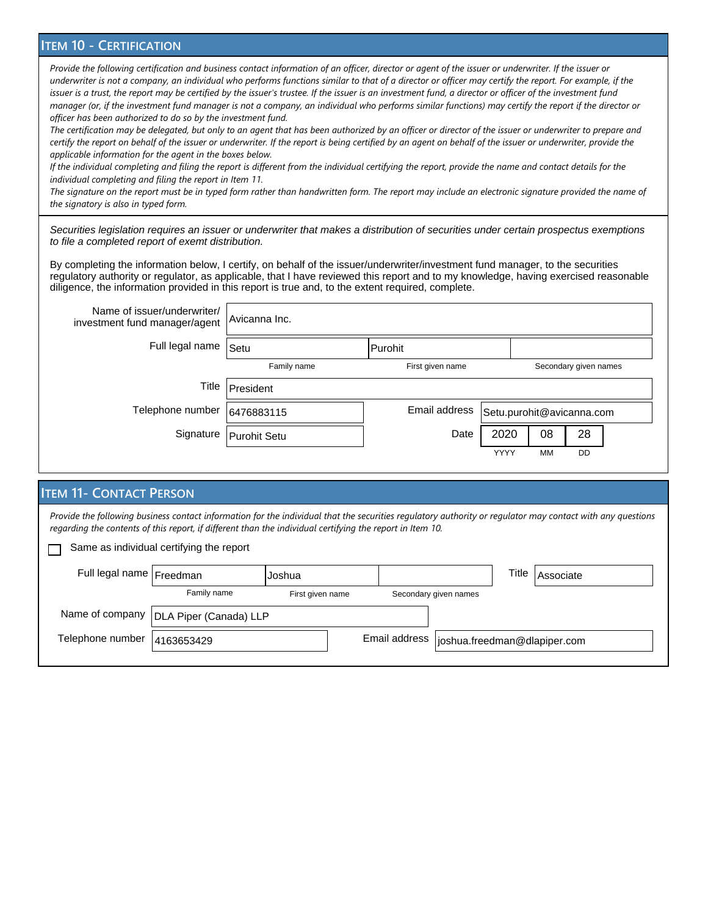## Item 10 - Certification

*Provide the following certification and business contact information of an officer, director or agent of the issuer or underwriter. If the issuer or underwriter is not a company, an individual who performs functions similar to that of a director or officer may certify the report. For example, if the issuer is a trust, the report may be certified by the issuer's trustee. If the issuer is an investment fund, a director or officer of the investment fund manager (or, if the investment fund manager is not a company, an individual who performs similar functions) may certify the report if the director or officer has been authorized to do so by the investment fund.*

*The certification may be delegated, but only to an agent that has been authorized by an officer or director of the issuer or underwriter to prepare and certify the report on behalf of the issuer or underwriter. If the report is being certified by an agent on behalf of the issuer or underwriter, provide the applicable information for the agent in the boxes below.*

*If the individual completing and filing the report is different from the individual certifying the report, provide the name and contact details for the individual completing and filing the report in Item 11.*

*The signature on the report must be in typed form rather than handwritten form. The report may include an electronic signature provided the name of the signatory is also in typed form.*

*Securities legislation requires an issuer or underwriter that makes a distribution of securities under certain prospectus exemptions to file a completed report of exemt distribution.*

By completing the information below, I certify, on behalf of the issuer/underwriter/investment fund manager, to the securities regulatory authority or regulator, as applicable, that I have reviewed this report and to my knowledge, having exercised reasonable diligence, the information provided in this report is true and, to the extent required, complete.

Name of issuer/underwriter/ investment fund manager/agent: Avicanna Inc.

| Full legal name | Setu | Purohit | |
|---|---|---|---|
| | Family name | First given name | Secondary given names |

Title: President

Telephone number: 6476883115

Email address: Setu.purohit@avicanna.com

Signature: Purohit Setu

| Date | 2020 | 08 | 28 |
|---|---|---|---|
| | YYYY | MM | DD |

## Item 11- Contact Person

*Provide the following business contact information for the individual that the securities regulatory authority or regulator may contact with any questions regarding the contents of this report, if different than the individual certifying the report in Item 10.*

☐ Same as individual certifying the report

| Full legal name | Freedman | Joshua | | Title | Associate |
|---|---|---|---|---|---|
| | Family name | First given name | Secondary given names | | |

Name of company: DLA Piper (Canada) LLP

Telephone number: 4163653429

Email address: joshua.freedman@dlapiper.com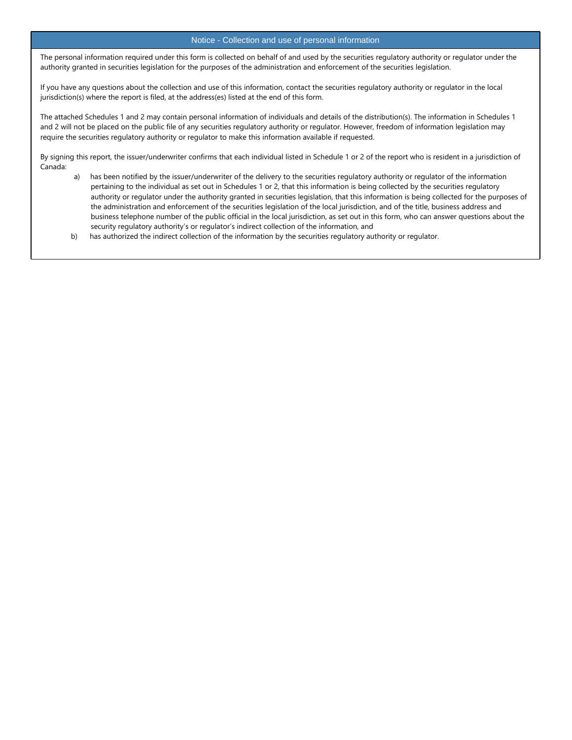## Notice - Collection and use of personal information

The personal information required under this form is collected on behalf of and used by the securities regulatory authority or regulator under the authority granted in securities legislation for the purposes of the administration and enforcement of the securities legislation.

If you have any questions about the collection and use of this information, contact the securities regulatory authority or regulator in the local jurisdiction(s) where the report is filed, at the address(es) listed at the end of this form.

The attached Schedules 1 and 2 may contain personal information of individuals and details of the distribution(s). The information in Schedules 1 and 2 will not be placed on the public file of any securities regulatory authority or regulator. However, freedom of information legislation may require the securities regulatory authority or regulator to make this information available if requested.

By signing this report, the issuer/underwriter confirms that each individual listed in Schedule 1 or 2 of the report who is resident in a jurisdiction of Canada:

a) has been notified by the issuer/underwriter of the delivery to the securities regulatory authority or regulator of the information pertaining to the individual as set out in Schedules 1 or 2, that this information is being collected by the securities regulatory authority or regulator under the authority granted in securities legislation, that this information is being collected for the purposes of the administration and enforcement of the securities legislation of the local jurisdiction, and of the title, business address and business telephone number of the public official in the local jurisdiction, as set out in this form, who can answer questions about the security regulatory authority's or regulator's indirect collection of the information, and

b) has authorized the indirect collection of the information by the securities regulatory authority or regulator.